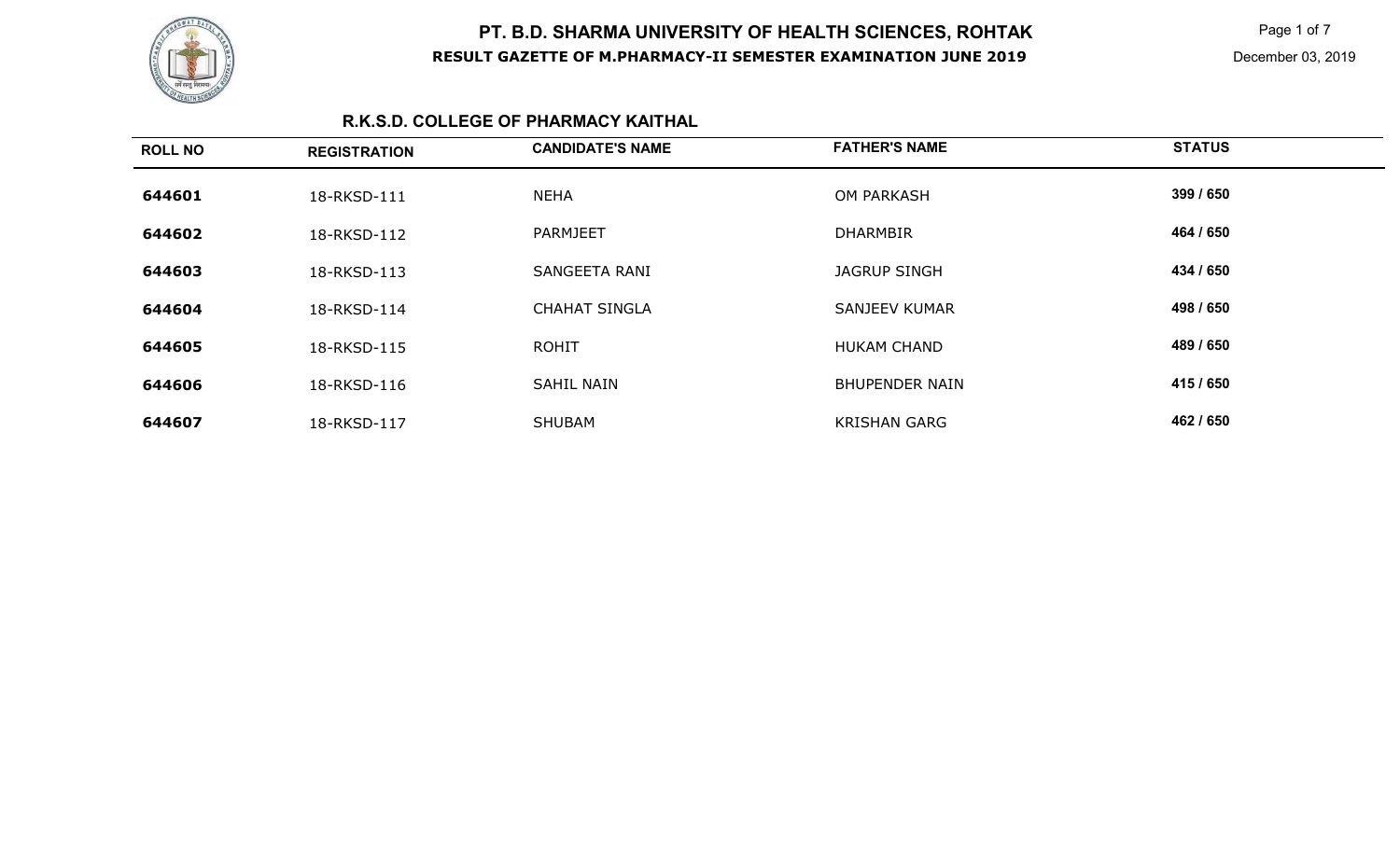# PT. B.D. SHARMA UNIVERSITY OF HEALTH SCIENCES, ROHTAK

## RESULT GAZETTE OF M.PHARMACY-II SEMESTER EXAMINATION JUNE 2019

December 03, 2019

### R.K.S.D. COLLEGE OF PHARMACY KAITHAL

| ROLL NO | REGISTRATION | CANDIDATE'S NAME | FATHER'S NAME | STATUS |
|---|---|---|---|---|
| **644601** | 18-RKSD-111 | NEHA | OM PARKASH | **399 / 650** |
| **644602** | 18-RKSD-112 | PARMJEET | DHARMBIR | **464 / 650** |
| **644603** | 18-RKSD-113 | SANGEETA RANI | JAGRUP SINGH | **434 / 650** |
| **644604** | 18-RKSD-114 | CHAHAT SINGLA | SANJEEV KUMAR | **498 / 650** |
| **644605** | 18-RKSD-115 | ROHIT | HUKAM CHAND | **489 / 650** |
| **644606** | 18-RKSD-116 | SAHIL NAIN | BHUPENDER NAIN | **415 / 650** |
| **644607** | 18-RKSD-117 | SHUBAM | KRISHAN GARG | **462 / 650** |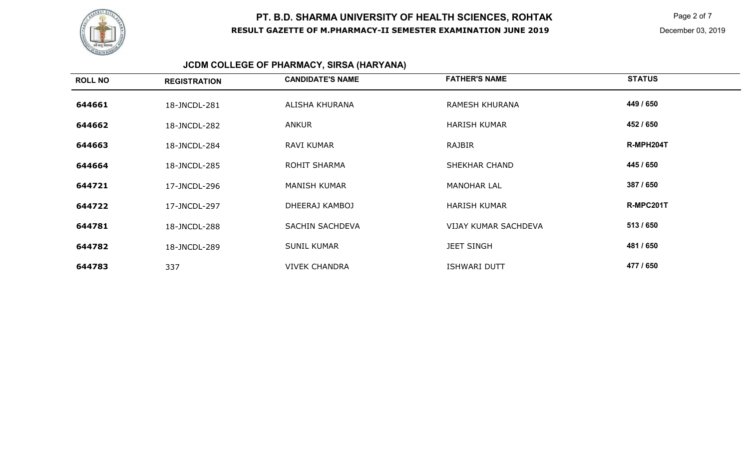# PT. B.D. SHARMA UNIVERSITY OF HEALTH SCIENCES, ROHTAK

## RESULT GAZETTE OF M.PHARMACY-II SEMESTER EXAMINATION JUNE 2019

December 03, 2019

### JCDM COLLEGE OF PHARMACY, SIRSA (HARYANA)

| ROLL NO | REGISTRATION | CANDIDATE'S NAME | FATHER'S NAME | STATUS |
|---|---|---|---|---|
| 644661 | 18-JNCDL-281 | ALISHA KHURANA | RAMESH KHURANA | 449 / 650 |
| 644662 | 18-JNCDL-282 | ANKUR | HARISH KUMAR | 452 / 650 |
| 644663 | 18-JNCDL-284 | RAVI KUMAR | RAJBIR | R-MPH204T |
| 644664 | 18-JNCDL-285 | ROHIT SHARMA | SHEKHAR CHAND | 445 / 650 |
| 644721 | 17-JNCDL-296 | MANISH KUMAR | MANOHAR LAL | 387 / 650 |
| 644722 | 17-JNCDL-297 | DHEERAJ KAMBOJ | HARISH KUMAR | R-MPC201T |
| 644781 | 18-JNCDL-288 | SACHIN SACHDEVA | VIJAY KUMAR SACHDEVA | 513 / 650 |
| 644782 | 18-JNCDL-289 | SUNIL KUMAR | JEET SINGH | 481 / 650 |
| 644783 | 337 | VIVEK CHANDRA | ISHWARI DUTT | 477 / 650 |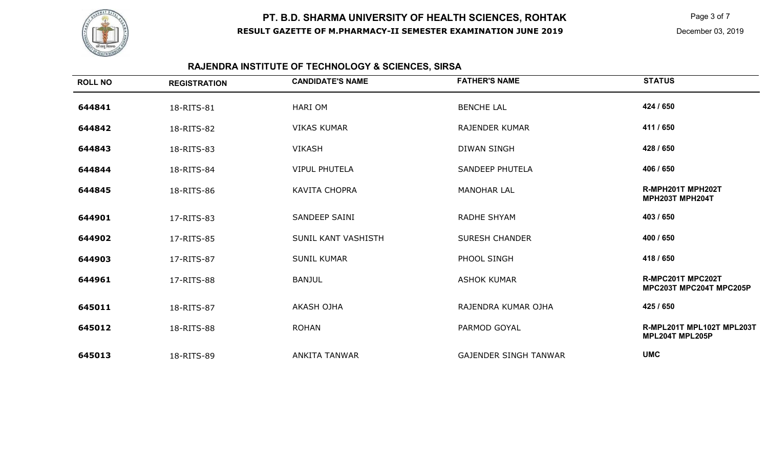# PT. B.D. SHARMA UNIVERSITY OF HEALTH SCIENCES, ROHTAK

**RESULT GAZETTE OF M.PHARMACY-II SEMESTER EXAMINATION JUNE 2019**

December 03, 2019

## RAJENDRA INSTITUTE OF TECHNOLOGY & SCIENCES, SIRSA

| ROLL NO | REGISTRATION | CANDIDATE'S NAME | FATHER'S NAME | STATUS |
|---|---|---|---|---|
| 644841 | 18-RITS-81 | HARI OM | BENCHE LAL | 424 / 650 |
| 644842 | 18-RITS-82 | VIKAS KUMAR | RAJENDER KUMAR | 411 / 650 |
| 644843 | 18-RITS-83 | VIKASH | DIWAN SINGH | 428 / 650 |
| 644844 | 18-RITS-84 | VIPUL PHUTELA | SANDEEP PHUTELA | 406 / 650 |
| 644845 | 18-RITS-86 | KAVITA CHOPRA | MANOHAR LAL | R-MPH201T MPH202T MPH203T MPH204T |
| 644901 | 17-RITS-83 | SANDEEP SAINI | RADHE SHYAM | 403 / 650 |
| 644902 | 17-RITS-85 | SUNIL KANT VASHISTH | SURESH CHANDER | 400 / 650 |
| 644903 | 17-RITS-87 | SUNIL KUMAR | PHOOL SINGH | 418 / 650 |
| 644961 | 17-RITS-88 | BANJUL | ASHOK KUMAR | R-MPC201T MPC202T MPC203T MPC204T MPC205P |
| 645011 | 18-RITS-87 | AKASH OJHA | RAJENDRA KUMAR OJHA | 425 / 650 |
| 645012 | 18-RITS-88 | ROHAN | PARMOD GOYAL | R-MPL201T MPL102T MPL203T MPL204T MPL205P |
| 645013 | 18-RITS-89 | ANKITA TANWAR | GAJENDER SINGH TANWAR | UMC |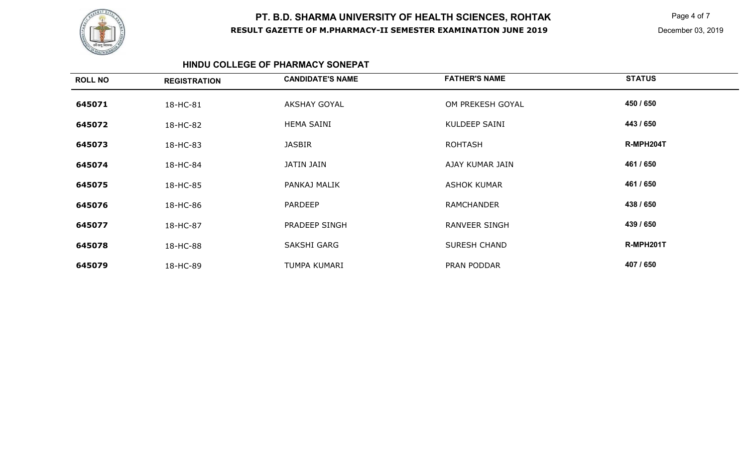# PT. B.D. SHARMA UNIVERSITY OF HEALTH SCIENCES, ROHTAK

## RESULT GAZETTE OF M.PHARMACY-II SEMESTER EXAMINATION JUNE 2019

December 03, 2019

### HINDU COLLEGE OF PHARMACY SONEPAT

| ROLL NO | REGISTRATION | CANDIDATE'S NAME | FATHER'S NAME | STATUS |
|---|---|---|---|---|
| 645071 | 18-HC-81 | AKSHAY GOYAL | OM PREKESH GOYAL | 450 / 650 |
| 645072 | 18-HC-82 | HEMA SAINI | KULDEEP SAINI | 443 / 650 |
| 645073 | 18-HC-83 | JASBIR | ROHTASH | R-MPH204T |
| 645074 | 18-HC-84 | JATIN JAIN | AJAY KUMAR JAIN | 461 / 650 |
| 645075 | 18-HC-85 | PANKAJ MALIK | ASHOK KUMAR | 461 / 650 |
| 645076 | 18-HC-86 | PARDEEP | RAMCHANDER | 438 / 650 |
| 645077 | 18-HC-87 | PRADEEP SINGH | RANVEER SINGH | 439 / 650 |
| 645078 | 18-HC-88 | SAKSHI GARG | SURESH CHAND | R-MPH201T |
| 645079 | 18-HC-89 | TUMPA KUMARI | PRAN PODDAR | 407 / 650 |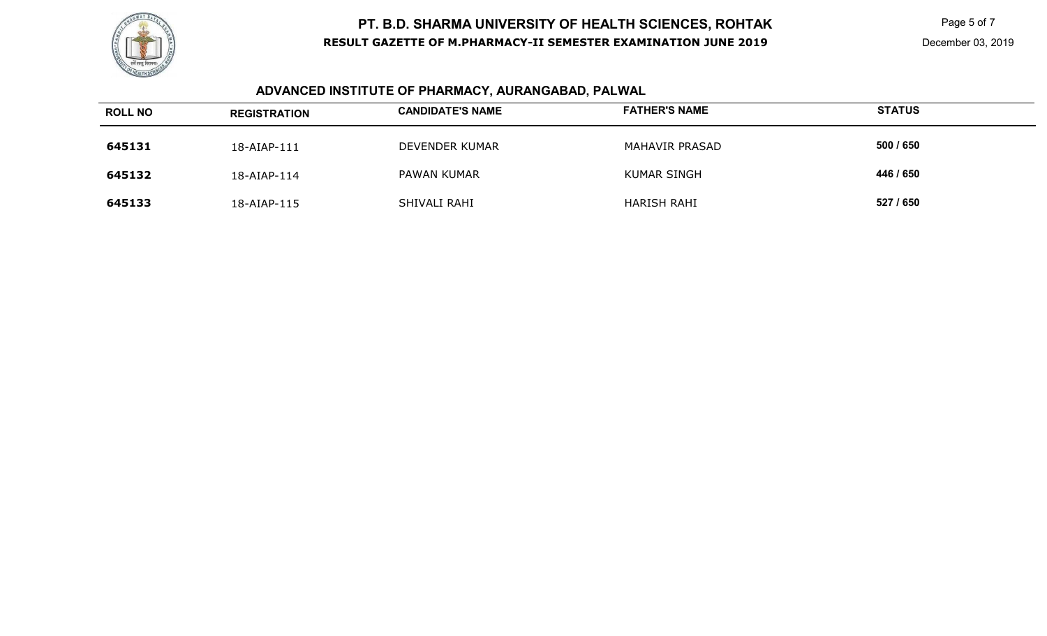## ADVANCED INSTITUTE OF PHARMACY, AURANGABAD, PALWAL

| ROLL NO | REGISTRATION | CANDIDATE'S NAME | FATHER'S NAME | STATUS |
| --- | --- | --- | --- | --- |
| **645131** | 18-AIAP-111 | DEVENDER KUMAR | MAHAVIR PRASAD | **500 / 650** |
| **645132** | 18-AIAP-114 | PAWAN KUMAR | KUMAR SINGH | **446 / 650** |
| **645133** | 18-AIAP-115 | SHIVALI RAHI | HARISH RAHI | **527 / 650** |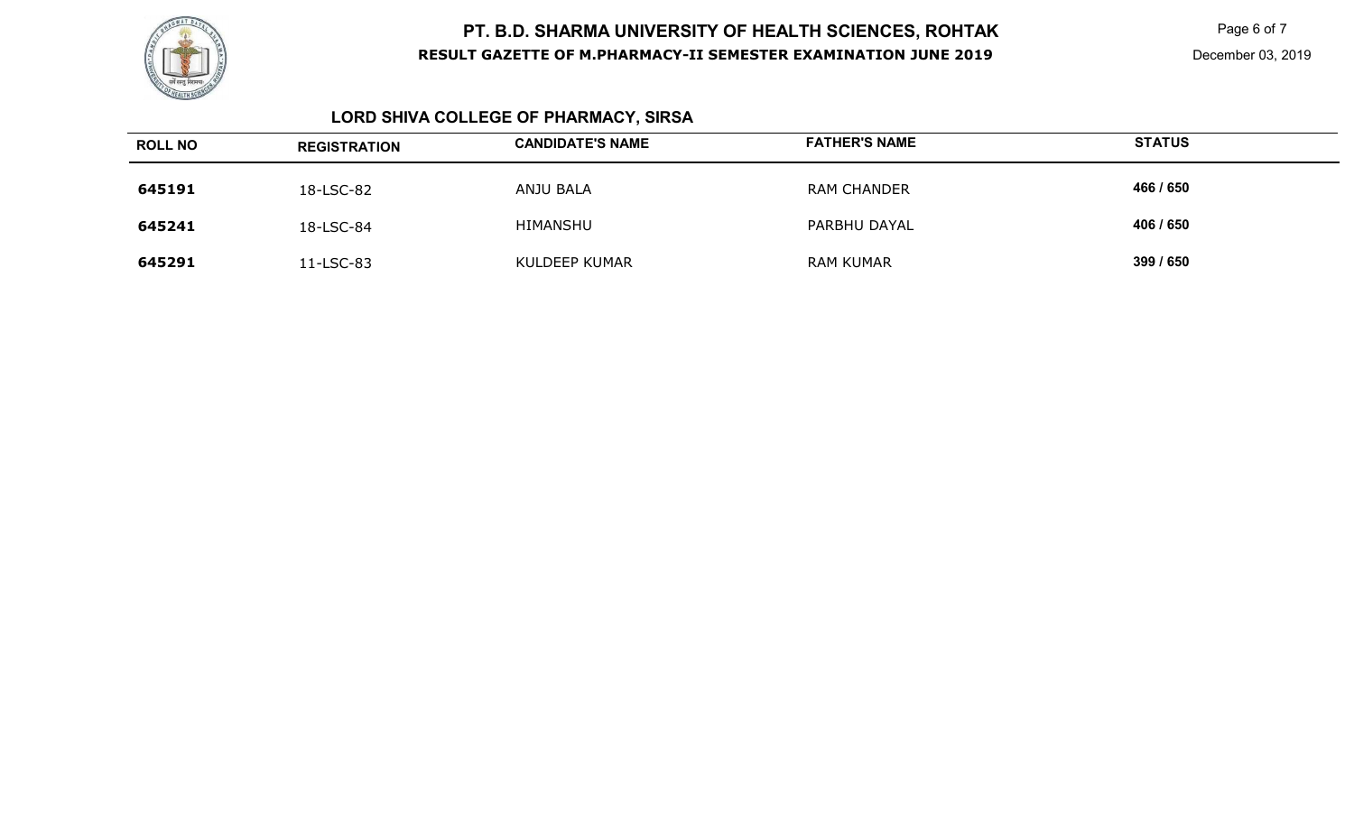## LORD SHIVA COLLEGE OF PHARMACY, SIRSA

| ROLL NO | REGISTRATION | CANDIDATE'S NAME | FATHER'S NAME | STATUS |
|---|---|---|---|---|
| **645191** | 18-LSC-82 | ANJU BALA | RAM CHANDER | **466 / 650** |
| **645241** | 18-LSC-84 | HIMANSHU | PARBHU DAYAL | **406 / 650** |
| **645291** | 11-LSC-83 | KULDEEP KUMAR | RAM KUMAR | **399 / 650** |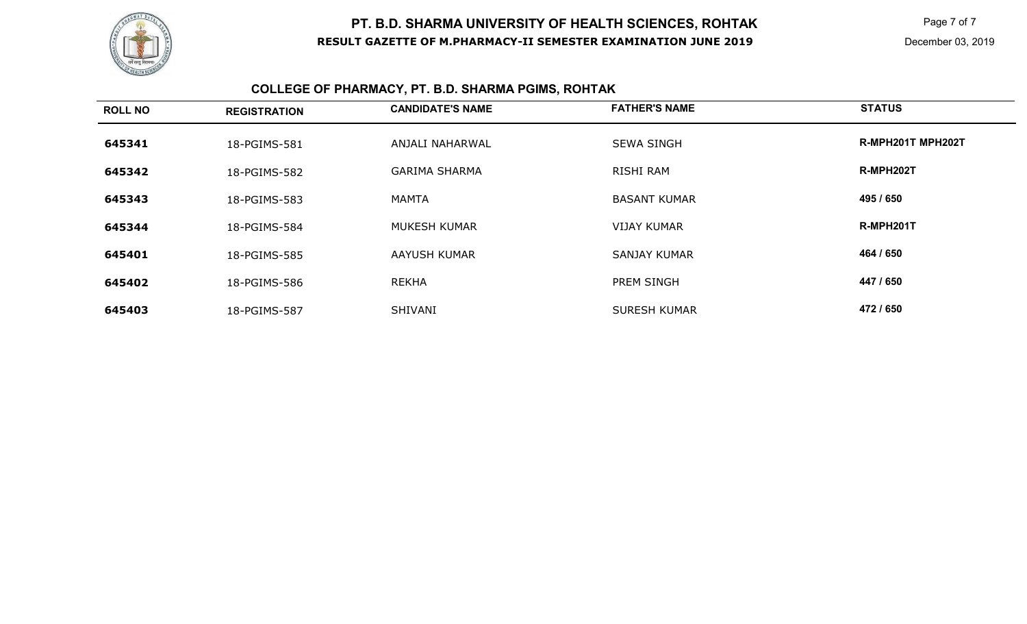# PT. B.D. SHARMA UNIVERSITY OF HEALTH SCIENCES, ROHTAK

## RESULT GAZETTE OF M.PHARMACY-II SEMESTER EXAMINATION JUNE 2019

December 03, 2019

### COLLEGE OF PHARMACY, PT. B.D. SHARMA PGIMS, ROHTAK

| ROLL NO | REGISTRATION | CANDIDATE'S NAME | FATHER'S NAME | STATUS |
|---|---|---|---|---|
| 645341 | 18-PGIMS-581 | ANJALI NAHARWAL | SEWA SINGH | R-MPH201T MPH202T |
| 645342 | 18-PGIMS-582 | GARIMA SHARMA | RISHI RAM | R-MPH202T |
| 645343 | 18-PGIMS-583 | MAMTA | BASANT KUMAR | 495 / 650 |
| 645344 | 18-PGIMS-584 | MUKESH KUMAR | VIJAY KUMAR | R-MPH201T |
| 645401 | 18-PGIMS-585 | AAYUSH KUMAR | SANJAY KUMAR | 464 / 650 |
| 645402 | 18-PGIMS-586 | REKHA | PREM SINGH | 447 / 650 |
| 645403 | 18-PGIMS-587 | SHIVANI | SURESH KUMAR | 472 / 650 |